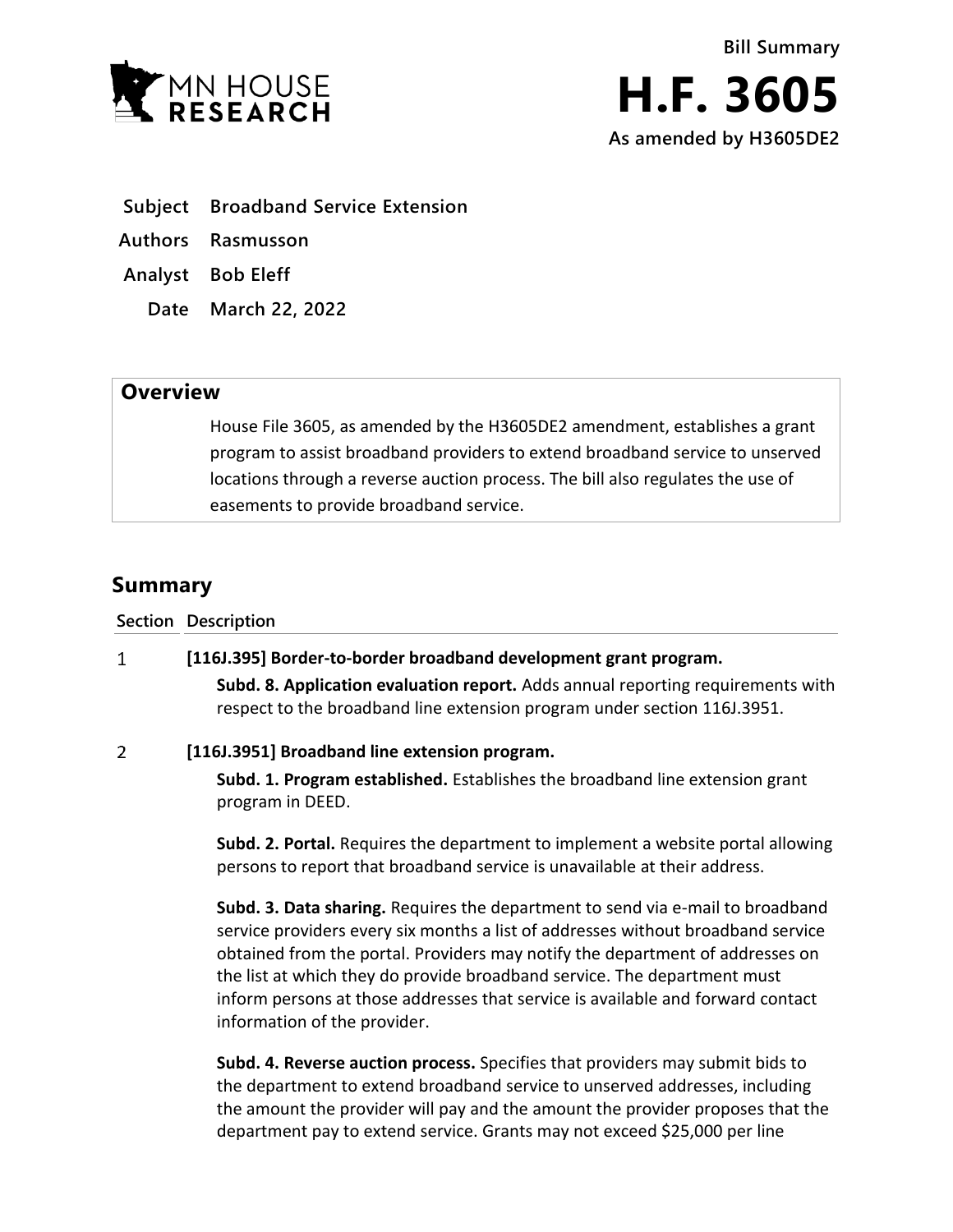Bill Summary

# H.F. 3605

As amended by H3605DE2

**Subject** Broadband Service Extension

**Authors** Rasmusson

**Analyst** Bob Eleff

**Date** March 22, 2022

## Overview

House File 3605, as amended by the H3605DE2 amendment, establishes a grant program to assist broadband providers to extend broadband service to unserved locations through a reverse auction process. The bill also regulates the use of easements to provide broadband service.

## Summary

| Section | Description |
|---|---|
| 1 | **[116J.395] Border-to-border broadband development grant program.**<br>**Subd. 8. Application evaluation report.** Adds annual reporting requirements with respect to the broadband line extension program under section 116J.3951. |
| 2 | **[116J.3951] Broadband line extension program.**<br>**Subd. 1. Program established.** Establishes the broadband line extension grant program in DEED.<br>**Subd. 2. Portal.** Requires the department to implement a website portal allowing persons to report that broadband service is unavailable at their address.<br>**Subd. 3. Data sharing.** Requires the department to send via e-mail to broadband service providers every six months a list of addresses without broadband service obtained from the portal. Providers may notify the department of addresses on the list at which they do provide broadband service. The department must inform persons at those addresses that service is available and forward contact information of the provider.<br>**Subd. 4. Reverse auction process.** Specifies that providers may submit bids to the department to extend broadband service to unserved addresses, including the amount the provider will pay and the amount the provider proposes that the department pay to extend service. Grants may not exceed $25,000 per line |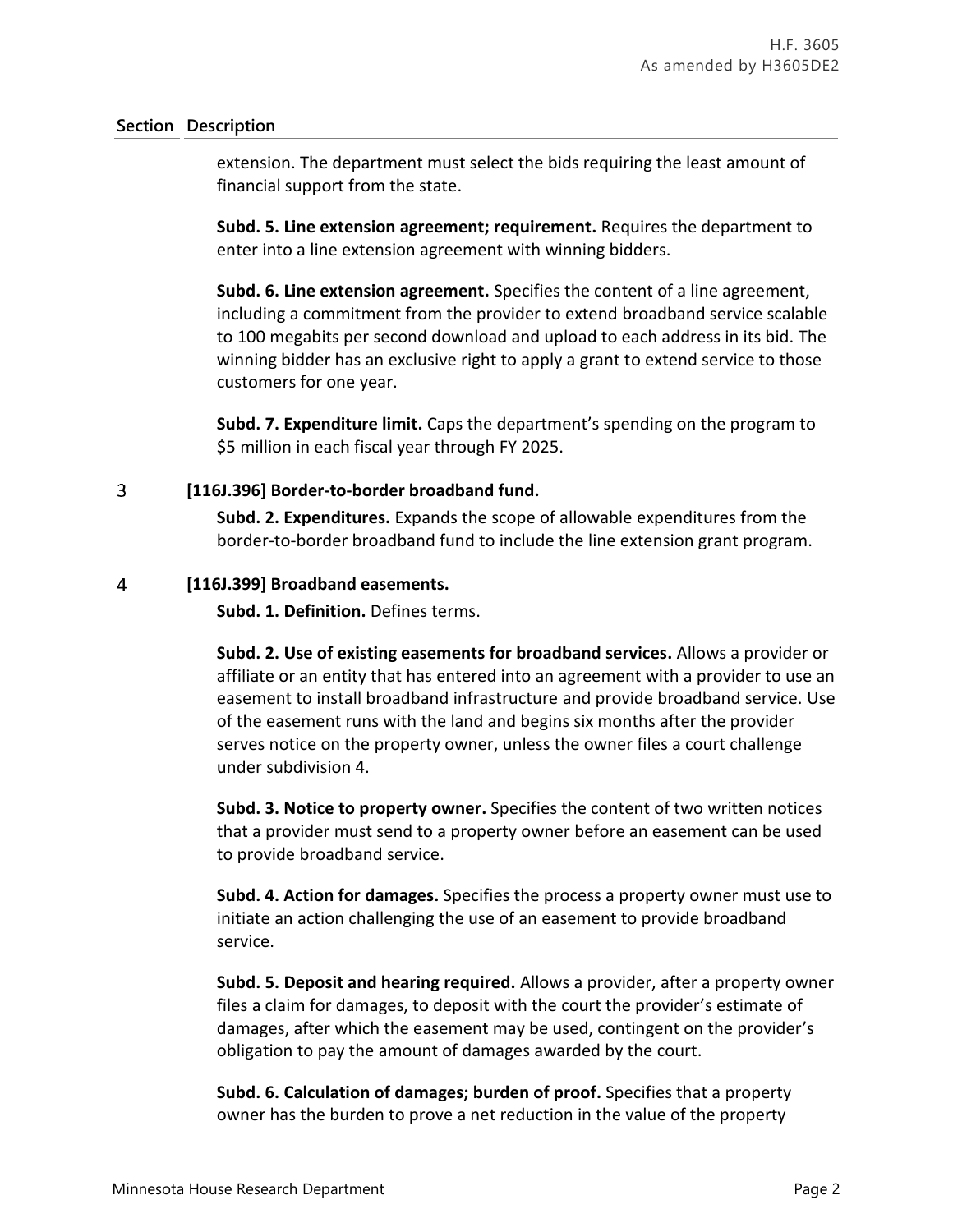| Section | Description |
|---|---|
| | extension. The department must select the bids requiring the least amount of financial support from the state. |
| | **Subd. 5. Line extension agreement; requirement.** Requires the department to enter into a line extension agreement with winning bidders. |
| | **Subd. 6. Line extension agreement.** Specifies the content of a line agreement, including a commitment from the provider to extend broadband service scalable to 100 megabits per second download and upload to each address in its bid. The winning bidder has an exclusive right to apply a grant to extend service to those customers for one year. |
| | **Subd. 7. Expenditure limit.** Caps the department's spending on the program to $5 million in each fiscal year through FY 2025. |
| 3 | **[116J.396] Border-to-border broadband fund.** |
| | **Subd. 2. Expenditures.** Expands the scope of allowable expenditures from the border-to-border broadband fund to include the line extension grant program. |
| 4 | **[116J.399] Broadband easements.** |
| | **Subd. 1. Definition.** Defines terms. |
| | **Subd. 2. Use of existing easements for broadband services.** Allows a provider or affiliate or an entity that has entered into an agreement with a provider to use an easement to install broadband infrastructure and provide broadband service. Use of the easement runs with the land and begins six months after the provider serves notice on the property owner, unless the owner files a court challenge under subdivision 4. |
| | **Subd. 3. Notice to property owner.** Specifies the content of two written notices that a provider must send to a property owner before an easement can be used to provide broadband service. |
| | **Subd. 4. Action for damages.** Specifies the process a property owner must use to initiate an action challenging the use of an easement to provide broadband service. |
| | **Subd. 5. Deposit and hearing required.** Allows a provider, after a property owner files a claim for damages, to deposit with the court the provider's estimate of damages, after which the easement may be used, contingent on the provider's obligation to pay the amount of damages awarded by the court. |
| | **Subd. 6. Calculation of damages; burden of proof.** Specifies that a property owner has the burden to prove a net reduction in the value of the property |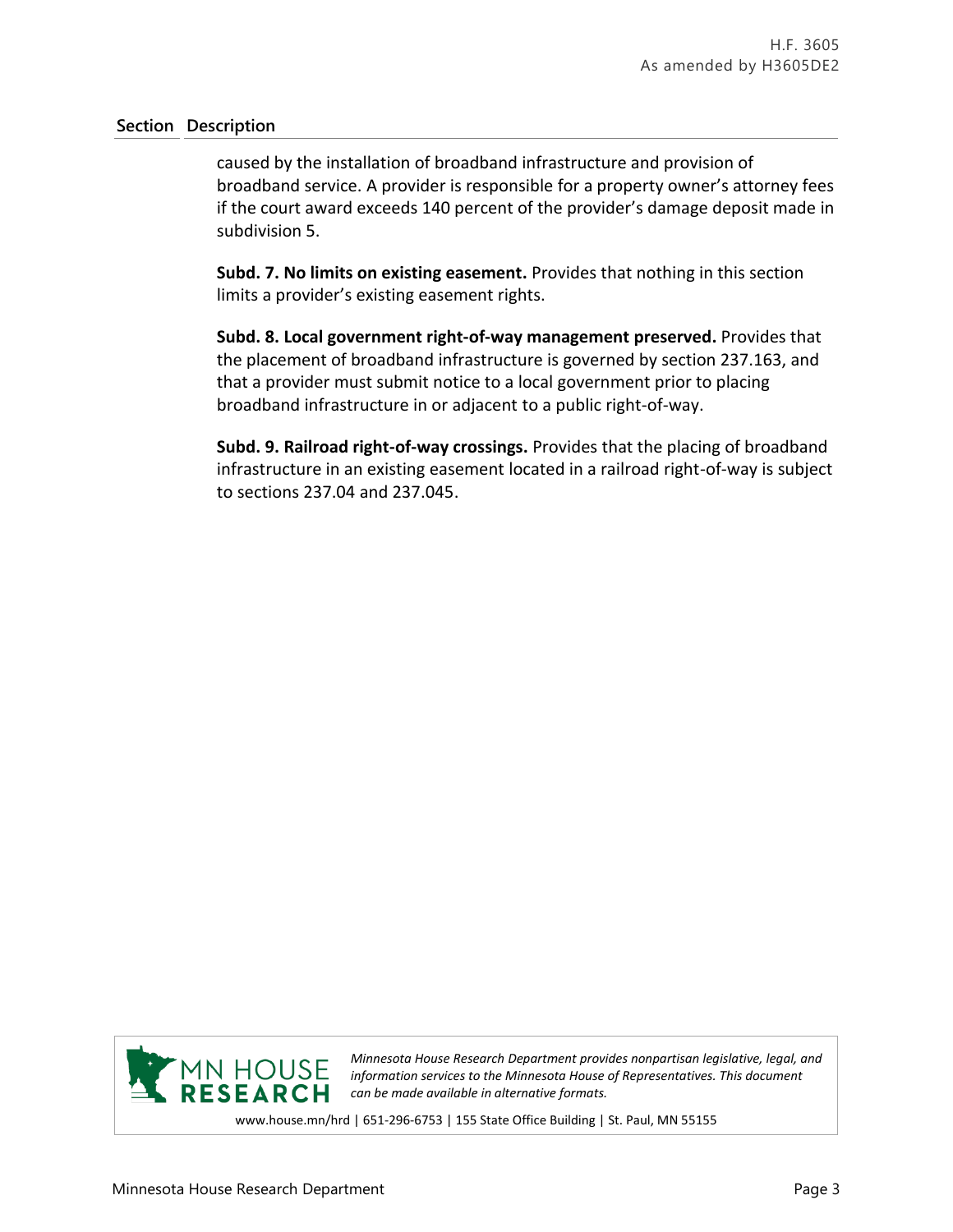| Section | Description |
|---|---|
| | caused by the installation of broadband infrastructure and provision of broadband service. A provider is responsible for a property owner's attorney fees if the court award exceeds 140 percent of the provider's damage deposit made in subdivision 5. |
| | **Subd. 7. No limits on existing easement.** Provides that nothing in this section limits a provider's existing easement rights. |
| | **Subd. 8. Local government right-of-way management preserved.** Provides that the placement of broadband infrastructure is governed by section 237.163, and that a provider must submit notice to a local government prior to placing broadband infrastructure in or adjacent to a public right-of-way. |
| | **Subd. 9. Railroad right-of-way crossings.** Provides that the placing of broadband infrastructure in an existing easement located in a railroad right-of-way is subject to sections 237.04 and 237.045. |

MN HOUSE RESEARCH

*Minnesota House Research Department provides nonpartisan legislative, legal, and information services to the Minnesota House of Representatives. This document can be made available in alternative formats.*

www.house.mn/hrd | 651-296-6753 | 155 State Office Building | St. Paul, MN 55155